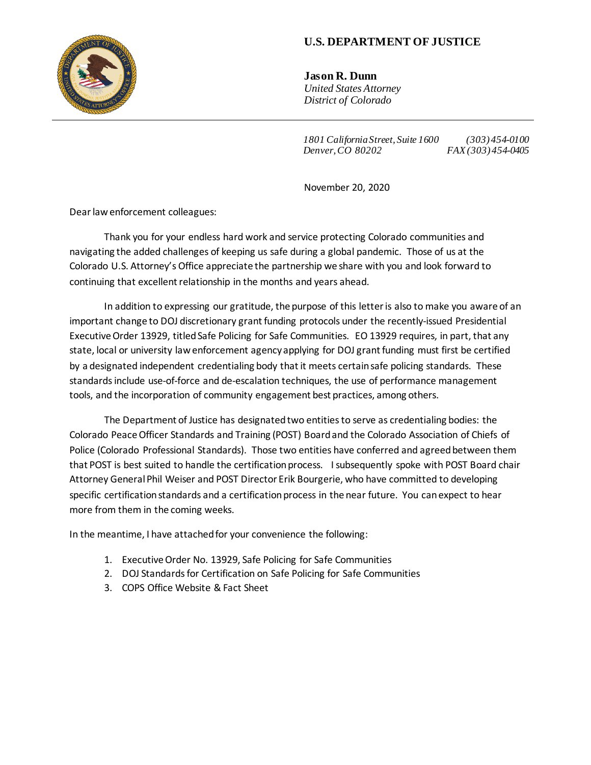**U.S. DEPARTMENT OF JUSTICE**

**Jason R. Dunn**
*United States Attorney*
*District of Colorado*

---

*1801 California Street, Suite 1600* *(303) 454-0100*
*Denver, CO 80202* *FAX (303) 454-0405*

November 20, 2020

Dear law enforcement colleagues:

Thank you for your endless hard work and service protecting Colorado communities and navigating the added challenges of keeping us safe during a global pandemic. Those of us at the Colorado U.S. Attorney's Office appreciate the partnership we share with you and look forward to continuing that excellent relationship in the months and years ahead.

In addition to expressing our gratitude, the purpose of this letter is also to make you aware of an important change to DOJ discretionary grant funding protocols under the recently-issued Presidential Executive Order 13929, titled Safe Policing for Safe Communities. EO 13929 requires, in part, that any state, local or university law enforcement agency applying for DOJ grant funding must first be certified by a designated independent credentialing body that it meets certain safe policing standards. These standards include use-of-force and de-escalation techniques, the use of performance management tools, and the incorporation of community engagement best practices, among others.

The Department of Justice has designated two entities to serve as credentialing bodies: the Colorado Peace Officer Standards and Training (POST) Board and the Colorado Association of Chiefs of Police (Colorado Professional Standards). Those two entities have conferred and agreed between them that POST is best suited to handle the certification process. I subsequently spoke with POST Board chair Attorney General Phil Weiser and POST Director Erik Bourgerie, who have committed to developing specific certification standards and a certification process in the near future. You can expect to hear more from them in the coming weeks.

In the meantime, I have attached for your convenience the following:

1. Executive Order No. 13929, Safe Policing for Safe Communities
2. DOJ Standards for Certification on Safe Policing for Safe Communities
3. COPS Office Website & Fact Sheet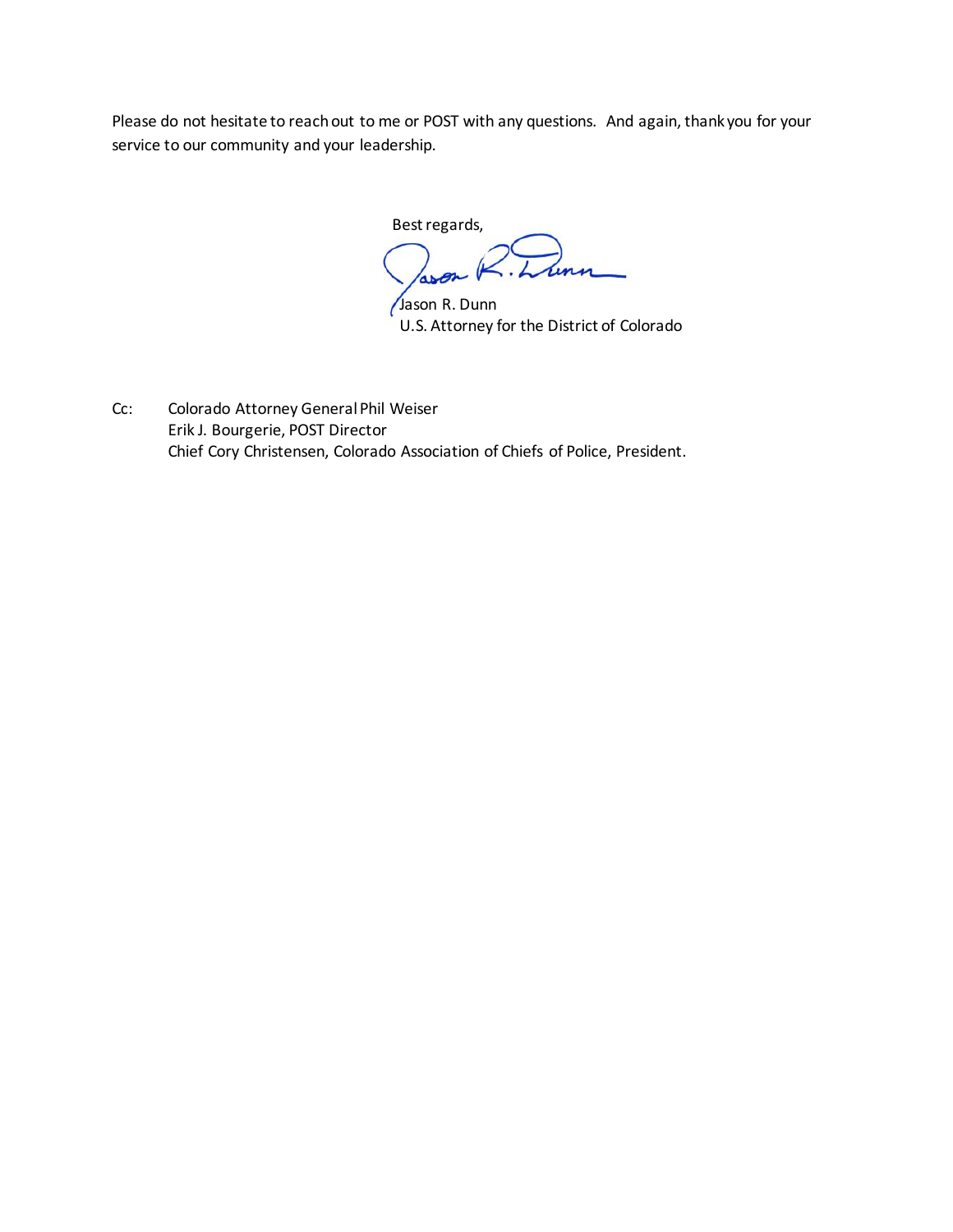Please do not hesitate to reach out to me or POST with any questions. And again, thank you for your service to our community and your leadership.

Best regards,

Jason R. Dunn
U.S. Attorney for the District of Colorado

Cc: Colorado Attorney General Phil Weiser
Erik J. Bourgerie, POST Director
Chief Cory Christensen, Colorado Association of Chiefs of Police, President.